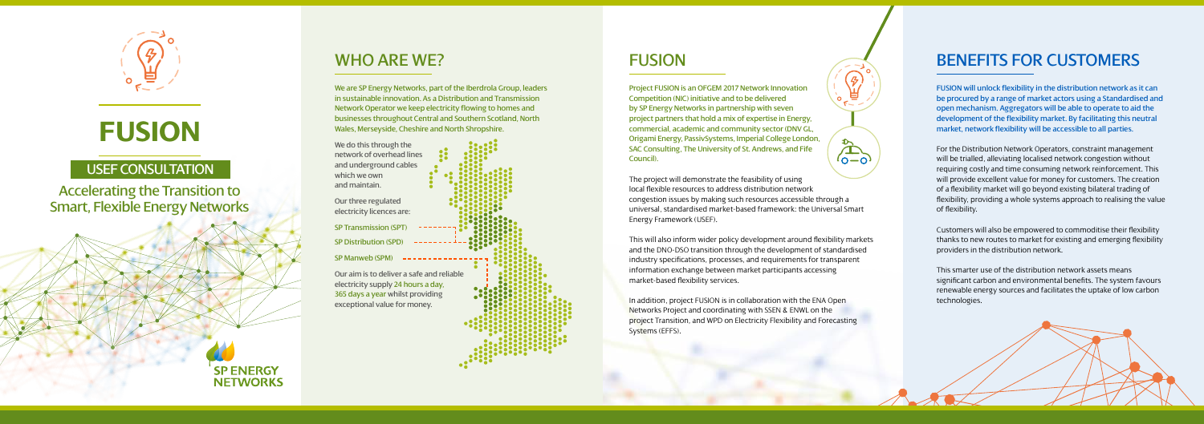# FUSION

## USEF CONSULTATION

### Accelerating the Transition to Smart, Flexible Energy Networks

SP ENERGY NETWORKS

## WHO ARE WE?

We are SP Energy Networks, part of the Iberdrola Group, leaders in sustainable innovation. As a Distribution and Transmission Network Operator we keep electricity flowing to homes and businesses throughout Central and Southern Scotland, North Wales, Merseyside, Cheshire and North Shropshire.

We do this through the network of overhead lines and underground cables which we own and maintain.

Our three regulated electricity licences are:

- SP Transmission (SPT)
- SP Distribution (SPD)
- SP Manweb (SPM)

Our aim is to deliver a safe and reliable electricity supply 24 hours a day, 365 days a year whilst providing exceptional value for money.

## FUSION

Project FUSION is an OFGEM 2017 Network Innovation Competition (NIC) initiative and to be delivered by SP Energy Networks in partnership with seven project partners that hold a mix of expertise in Energy, commercial, academic and community sector (DNV GL, Origami Energy, PassivSystems, Imperial College London, SAC Consulting, The University of St. Andrews, and Fife Council).

The project will demonstrate the feasibility of using local flexible resources to address distribution network congestion issues by making such resources accessible through a universal, standardised market-based framework: the Universal Smart Energy Framework (USEF).

This will also inform wider policy development around flexibility markets and the DNO-DSO transition through the development of standardised industry specifications, processes, and requirements for transparent information exchange between market participants accessing market-based flexibility services.

In addition, project FUSION is in collaboration with the ENA Open Networks Project and coordinating with SSEN & ENWL on the project Transition, and WPD on Electricity Flexibility and Forecasting Systems (EFFS).

## BENEFITS FOR CUSTOMERS

FUSION will unlock flexibility in the distribution network as it can be procured by a range of market actors using a Standardised and open mechanism. Aggregators will be able to operate to aid the development of the flexibility market. By facilitating this neutral market, network flexibility will be accessible to all parties.

For the Distribution Network Operators, constraint management will be trialled, alleviating localised network congestion without requiring costly and time consuming network reinforcement. This will provide excellent value for money for customers. The creation of a flexibility market will go beyond existing bilateral trading of flexibility, providing a whole systems approach to realising the value of flexibility.

Customers will also be empowered to commoditise their flexibility thanks to new routes to market for existing and emerging flexibility providers in the distribution network.

This smarter use of the distribution network assets means significant carbon and environmental benefits. The system favours renewable energy sources and facilitates the uptake of low carbon technologies.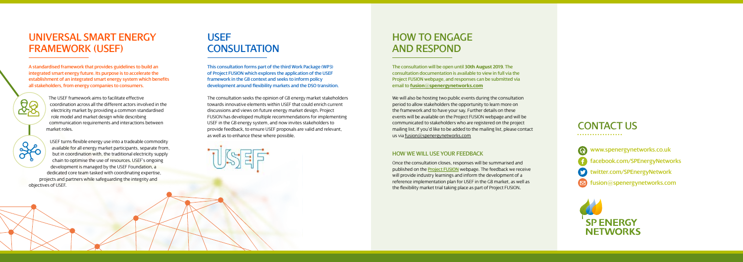## UNIVERSAL SMART ENERGY FRAMEWORK (USEF)

A standardised framework that provides guidelines to build an integrated smart energy future. Its purpose is to accelerate the establishment of an integrated smart energy system which benefits all stakeholders, from energy companies to consumers.

The USEF framework aims to facilitate effective coordination across all the different actors involved in the electricity market by providing a common standardised role model and market design while describing communication requirements and interactions between market roles.

USEF turns flexible energy use into a tradeable commodity available for all energy market participants, separate from, but in coordination with, the traditional electricity supply chain to optimise the use of resources. USEF's ongoing development is managed by the USEF Foundation, a dedicated core team tasked with coordinating expertise, projects and partners while safeguarding the integrity and objectives of USEF.

## USEF CONSULTATION

This consultation forms part of the third Work Package (WP3) of Project FUSION which explores the application of the USEF framework in the GB context and seeks to inform policy development around flexibility markets and the DSO transition.

The consultation seeks the opinion of GB energy market stakeholders towards innovative elements within USEF that could enrich current discussions and views on future energy market design. Project FUSION has developed multiple recommendations for implementing USEF in the GB energy system, and now invites stakeholders to provide feedback, to ensure USEF proposals are valid and relevant, as well as to enhance these where possible.

## HOW TO ENGAGE AND RESPOND

The consultation will be open until **30th August 2019**. The consultation documentation is available to view in full via the Project FUSION webpage, and responses can be submitted via email to **fusion@spenergynetworks.com**

We will also be hosting two public events during the consultation period to allow stakeholders the opportunity to learn more on the framework and to have your say. Further details on these events will be available on the Project FUSION webpage and will be communicated to stakeholders who are registered on the project mailing list. If you'd like to be added to the mailing list, please contact us via fusion@spenergynetworks.com

### HOW WE WILL USE YOUR FEEDBACK

Once the consultation closes, responses will be summarised and published on the Project FUSION webpage. The feedback we receive will provide industry learnings and inform the development of a reference implementation plan for USEF in the GB market, as well as the flexibility market trial taking place as part of Project FUSION.

## CONTACT US

- www.spenergynetworks.co.uk
- facebook.com/SPEnergyNetworks
- twitter.com/SPEnergyNetwork
- fusion@spenergynetworks.com

SP ENERGY NETWORKS